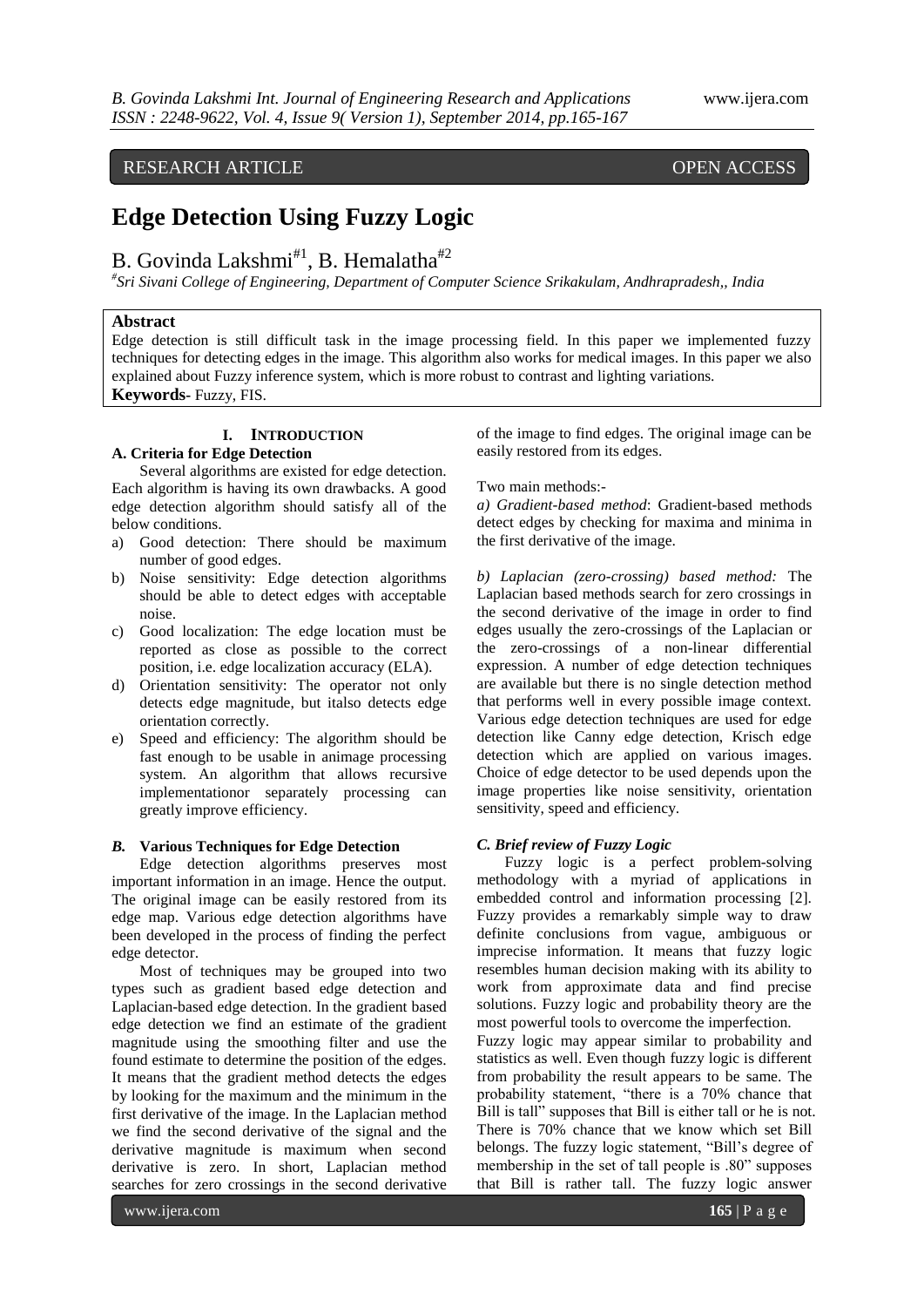RESEARCH ARTICLE OPEN ACCESS

# Edge Detection Using Fuzzy Logic

B. Govinda Lakshmi[#1], B. Hemalatha[#2]

*[#]Sri Sivani College of Engineering, Department of Computer Science Srikakulam, Andhrapradesh,, India*

## Abstract

Edge detection is still difficult task in the image processing field. In this paper we implemented fuzzy techniques for detecting edges in the image. This algorithm also works for medical images. In this paper we also explained about Fuzzy inference system, which is more robust to contrast and lighting variations.

**Keywords-** Fuzzy, FIS.

## I. INTRODUCTION

### A. Criteria for Edge Detection

Several algorithms are existed for edge detection. Each algorithm is having its own drawbacks. A good edge detection algorithm should satisfy all of the below conditions.

a) Good detection: There should be maximum number of good edges.
b) Noise sensitivity: Edge detection algorithms should be able to detect edges with acceptable noise.
c) Good localization: The edge location must be reported as close as possible to the correct position, i.e. edge localization accuracy (ELA).
d) Orientation sensitivity: The operator not only detects edge magnitude, but italso detects edge orientation correctly.
e) Speed and efficiency: The algorithm should be fast enough to be usable in animage processing system. An algorithm that allows recursive implementationor separately processing can greatly improve efficiency.

### *B.* Various Techniques for Edge Detection

Edge detection algorithms preserves most important information in an image. Hence the output. The original image can be easily restored from its edge map. Various edge detection algorithms have been developed in the process of finding the perfect edge detector.

Most of techniques may be grouped into two types such as gradient based edge detection and Laplacian-based edge detection. In the gradient based edge detection we find an estimate of the gradient magnitude using the smoothing filter and use the found estimate to determine the position of the edges. It means that the gradient method detects the edges by looking for the maximum and the minimum in the first derivative of the image. In the Laplacian method we find the second derivative of the signal and the derivative magnitude is maximum when second derivative is zero. In short, Laplacian method searches for zero crossings in the second derivative of the image to find edges. The original image can be easily restored from its edges.

Two main methods:-

*a) Gradient-based method*: Gradient-based methods detect edges by checking for maxima and minima in the first derivative of the image.

*b) Laplacian (zero-crossing) based method:* The Laplacian based methods search for zero crossings in the second derivative of the image in order to find edges usually the zero-crossings of the Laplacian or the zero-crossings of a non-linear differential expression. A number of edge detection techniques are available but there is no single detection method that performs well in every possible image context. Various edge detection techniques are used for edge detection like Canny edge detection, Krisch edge detection which are applied on various images. Choice of edge detector to be used depends upon the image properties like noise sensitivity, orientation sensitivity, speed and efficiency.

### *C. Brief review of Fuzzy Logic*

Fuzzy logic is a perfect problem-solving methodology with a myriad of applications in embedded control and information processing [2]. Fuzzy provides a remarkably simple way to draw definite conclusions from vague, ambiguous or imprecise information. It means that fuzzy logic resembles human decision making with its ability to work from approximate data and find precise solutions. Fuzzy logic and probability theory are the most powerful tools to overcome the imperfection.

Fuzzy logic may appear similar to probability and statistics as well. Even though fuzzy logic is different from probability the result appears to be same. The probability statement, "there is a 70% chance that Bill is tall" supposes that Bill is either tall or he is not. There is 70% chance that we know which set Bill belongs. The fuzzy logic statement, "Bill's degree of membership in the set of tall people is .80" supposes that Bill is rather tall. The fuzzy logic answer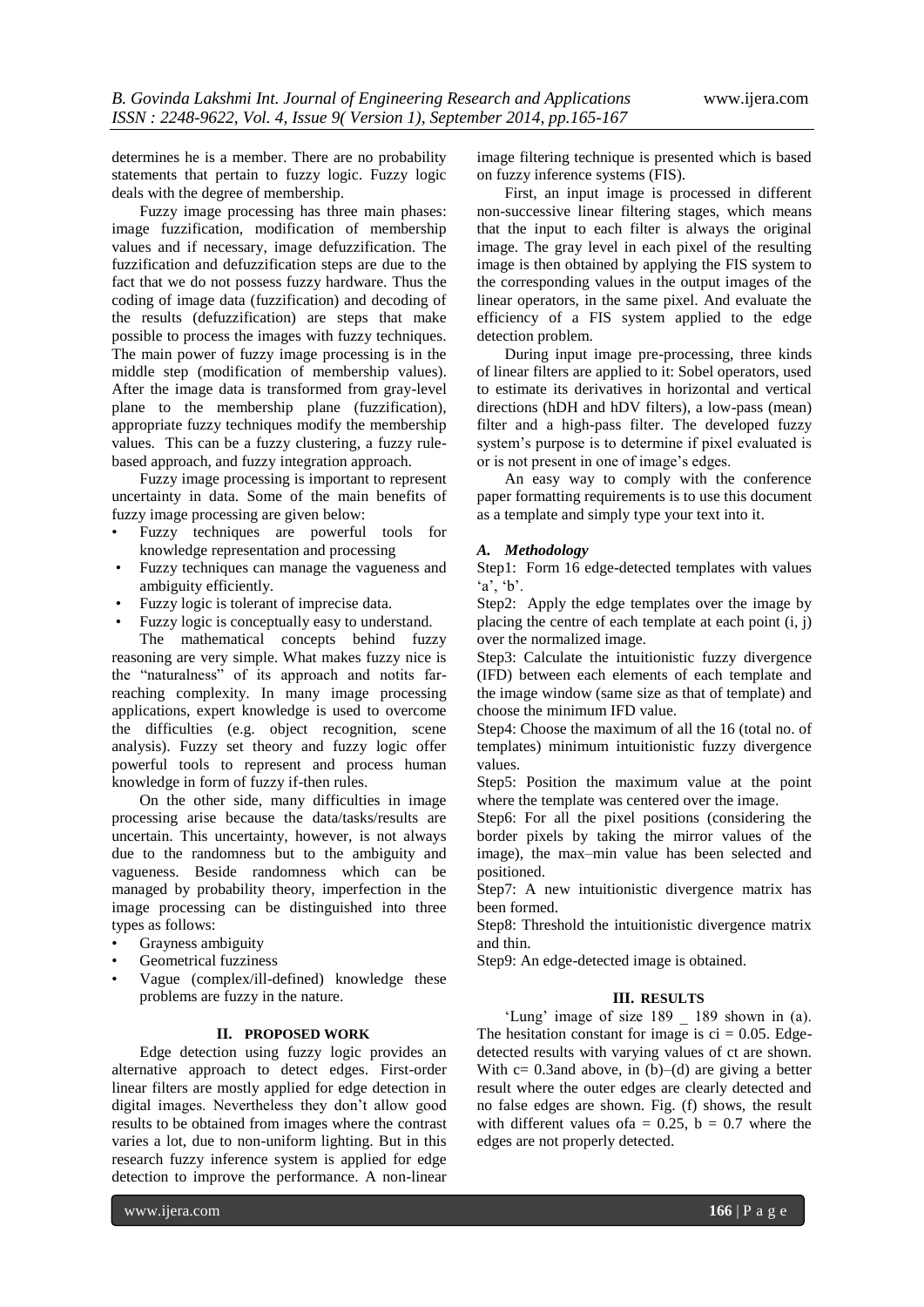determines he is a member. There are no probability statements that pertain to fuzzy logic. Fuzzy logic deals with the degree of membership.

Fuzzy image processing has three main phases: image fuzzification, modification of membership values and if necessary, image defuzzification. The fuzzification and defuzzification steps are due to the fact that we do not possess fuzzy hardware. Thus the coding of image data (fuzzification) and decoding of the results (defuzzification) are steps that make possible to process the images with fuzzy techniques. The main power of fuzzy image processing is in the middle step (modification of membership values). After the image data is transformed from gray-level plane to the membership plane (fuzzification), appropriate fuzzy techniques modify the membership values. This can be a fuzzy clustering, a fuzzy rule-based approach, and fuzzy integration approach.

Fuzzy image processing is important to represent uncertainty in data. Some of the main benefits of fuzzy image processing are given below:

- Fuzzy techniques are powerful tools for knowledge representation and processing
- Fuzzy techniques can manage the vagueness and ambiguity efficiently.
- Fuzzy logic is tolerant of imprecise data.
- Fuzzy logic is conceptually easy to understand.

The mathematical concepts behind fuzzy reasoning are very simple. What makes fuzzy nice is the "naturalness" of its approach and notits far-reaching complexity. In many image processing applications, expert knowledge is used to overcome the difficulties (e.g. object recognition, scene analysis). Fuzzy set theory and fuzzy logic offer powerful tools to represent and process human knowledge in form of fuzzy if-then rules.

On the other side, many difficulties in image processing arise because the data/tasks/results are uncertain. This uncertainty, however, is not always due to the randomness but to the ambiguity and vagueness. Beside randomness which can be managed by probability theory, imperfection in the image processing can be distinguished into three types as follows:

- Grayness ambiguity
- Geometrical fuzziness
- Vague (complex/ill-defined) knowledge these problems are fuzzy in the nature.

## II. PROPOSED WORK

Edge detection using fuzzy logic provides an alternative approach to detect edges. First-order linear filters are mostly applied for edge detection in digital images. Nevertheless they don't allow good results to be obtained from images where the contrast varies a lot, due to non-uniform lighting. But in this research fuzzy inference system is applied for edge detection to improve the performance. A non-linear image filtering technique is presented which is based on fuzzy inference systems (FIS).

First, an input image is processed in different non-successive linear filtering stages, which means that the input to each filter is always the original image. The gray level in each pixel of the resulting image is then obtained by applying the FIS system to the corresponding values in the output images of the linear operators, in the same pixel. And evaluate the efficiency of a FIS system applied to the edge detection problem.

During input image pre-processing, three kinds of linear filters are applied to it: Sobel operators, used to estimate its derivatives in horizontal and vertical directions (hDH and hDV filters), a low-pass (mean) filter and a high-pass filter. The developed fuzzy system's purpose is to determine if pixel evaluated is or is not present in one of image's edges.

An easy way to comply with the conference paper formatting requirements is to use this document as a template and simply type your text into it.

### *A. Methodology*

Step1: Form 16 edge-detected templates with values 'a', 'b'.

Step2: Apply the edge templates over the image by placing the centre of each template at each point (i, j) over the normalized image.

Step3: Calculate the intuitionistic fuzzy divergence (IFD) between each elements of each template and the image window (same size as that of template) and choose the minimum IFD value.

Step4: Choose the maximum of all the 16 (total no. of templates) minimum intuitionistic fuzzy divergence values.

Step5: Position the maximum value at the point where the template was centered over the image.

Step6: For all the pixel positions (considering the border pixels by taking the mirror values of the image), the max–min value has been selected and positioned.

Step7: A new intuitionistic divergence matrix has been formed.

Step8: Threshold the intuitionistic divergence matrix and thin.

Step9: An edge-detected image is obtained.

## III. RESULTS

'Lung' image of size 189 _ 189 shown in (a). The hesitation constant for image is $ci = 0.05$. Edge-detected results with varying values of ct are shown. With $c= 0.3$and above, in (b)–(d) are giving a better result where the outer edges are clearly detected and no false edges are shown. Fig. (f) shows, the result with different values of$a = 0.25$, $b = 0.7$ where the edges are not properly detected.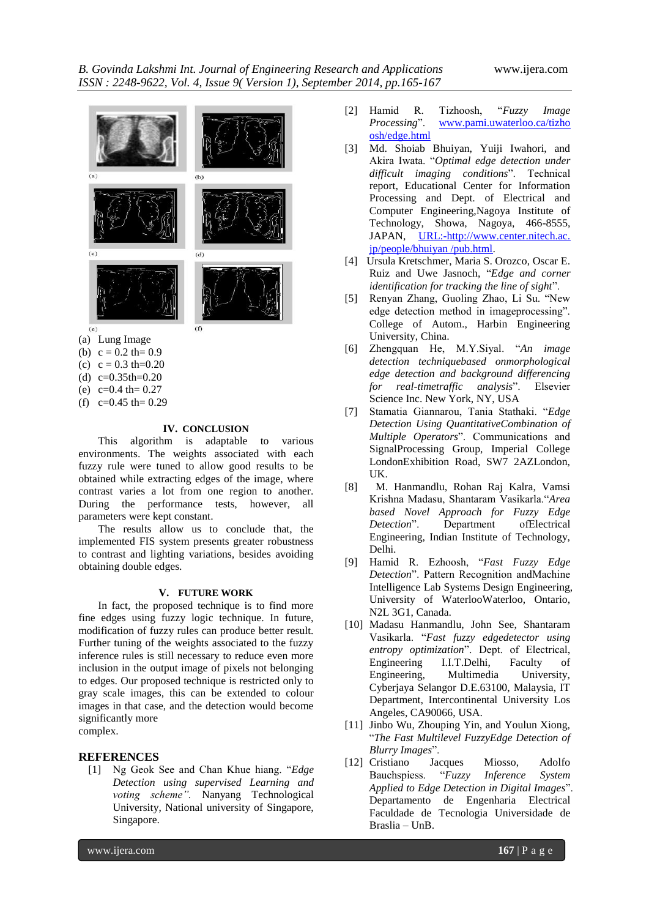(a) Lung Image
(b) c = 0.2 th= 0.9
(c) c = 0.3 th=0.20
(d) c=0.35th=0.20
(e) c=0.4 th= 0.27
(f) c=0.45 th= 0.29

## IV. CONCLUSION

This algorithm is adaptable to various environments. The weights associated with each fuzzy rule were tuned to allow good results to be obtained while extracting edges of the image, where contrast varies a lot from one region to another. During the performance tests, however, all parameters were kept constant.

The results allow us to conclude that, the implemented FIS system presents greater robustness to contrast and lighting variations, besides avoiding obtaining double edges.

## V. FUTURE WORK

In fact, the proposed technique is to find more fine edges using fuzzy logic technique. In future, modification of fuzzy rules can produce better result. Further tuning of the weights associated to the fuzzy inference rules is still necessary to reduce even more inclusion in the output image of pixels not belonging to edges. Our proposed technique is restricted only to gray scale images, this can be extended to colour images in that case, and the detection would become significantly more complex.

## REFERENCES

[1] Ng Geok See and Chan Khue hiang. "*Edge Detection using supervised Learning and voting scheme".* Nanyang Technological University, National university of Singapore, Singapore.

[2] Hamid R. Tizhoosh, "*Fuzzy Image Processing*". www.pami.uwaterloo.ca/tizhoosh/edge.html

[3] Md. Shoiab Bhuiyan, Yuiji Iwahori, and Akira Iwata. "*Optimal edge detection under difficult imaging conditions*". Technical report, Educational Center for Information Processing and Dept. of Electrical and Computer Engineering,Nagoya Institute of Technology, Showa, Nagoya, 466-8555, JAPAN, URL:-http://www.center.nitech.ac.jp/people/bhuiyan /pub.html.

[4] Ursula Kretschmer, Maria S. Orozco, Oscar E. Ruiz and Uwe Jasnoch, "*Edge and corner identification for tracking the line of sight*".

[5] Renyan Zhang, Guoling Zhao, Li Su. "New edge detection method in imageprocessing". College of Autom., Harbin Engineering University, China.

[6] Zhengquan He, M.Y.Siyal. "*An image detection techniquebased onmorphological edge detection and background differencing for real-timetraffic analysis*". Elsevier Science Inc. New York, NY, USA

[7] Stamatia Giannarou, Tania Stathaki. "*Edge Detection Using QuantitativeCombination of Multiple Operators*". Communications and SignalProcessing Group, Imperial College LondonExhibition Road, SW7 2AZLondon, UK.

[8] M. Hanmandlu, Rohan Raj Kalra, Vamsi Krishna Madasu, Shantaram Vasikarla."*Area based Novel Approach for Fuzzy Edge Detection*". Department ofElectrical Engineering, Indian Institute of Technology, Delhi.

[9] Hamid R. Ezhoosh, "*Fast Fuzzy Edge Detection*". Pattern Recognition andMachine Intelligence Lab Systems Design Engineering, University of WaterlooWaterloo, Ontario, N2L 3G1, Canada.

[10] Madasu Hanmandlu, John See, Shantaram Vasikarla. "*Fast fuzzy edgedetector using entropy optimization*". Dept. of Electrical, Engineering I.I.T.Delhi, Faculty of Engineering, Multimedia University, Cyberjaya Selangor D.E.63100, Malaysia, IT Department, Intercontinental University Los Angeles, CA90066, USA.

[11] Jinbo Wu, Zhouping Yin, and Youlun Xiong, "*The Fast Multilevel FuzzyEdge Detection of Blurry Images*".

[12] Cristiano Jacques Miosso, Adolfo Bauchspiess. "*Fuzzy Inference System Applied to Edge Detection in Digital Images*". Departamento de Engenharia Electrical Faculdade de Tecnologia Universidade de Braslia – UnB.